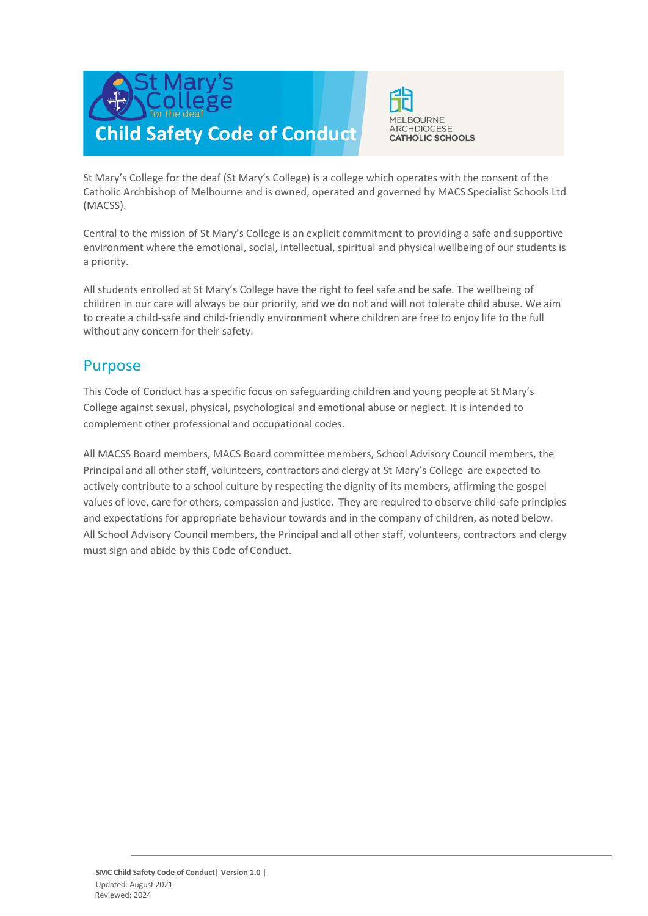# Child Safety Code of Conduct

St Mary's College for the deaf (St Mary's College) is a college which operates with the consent of the Catholic Archbishop of Melbourne and is owned, operated and governed by MACS Specialist Schools Ltd (MACSS).

Central to the mission of St Mary's College is an explicit commitment to providing a safe and supportive environment where the emotional, social, intellectual, spiritual and physical wellbeing of our students is a priority.

All students enrolled at St Mary's College have the right to feel safe and be safe. The wellbeing of children in our care will always be our priority, and we do not and will not tolerate child abuse. We aim to create a child-safe and child-friendly environment where children are free to enjoy life to the full without any concern for their safety.

## Purpose

This Code of Conduct has a specific focus on safeguarding children and young people at St Mary's College against sexual, physical, psychological and emotional abuse or neglect. It is intended to complement other professional and occupational codes.

All MACSS Board members, MACS Board committee members, School Advisory Council members, the Principal and all other staff, volunteers, contractors and clergy at St Mary's College are expected to actively contribute to a school culture by respecting the dignity of its members, affirming the gospel values of love, care for others, compassion and justice. They are required to observe child-safe principles and expectations for appropriate behaviour towards and in the company of children, as noted below. All School Advisory Council members, the Principal and all other staff, volunteers, contractors and clergy must sign and abide by this Code of Conduct.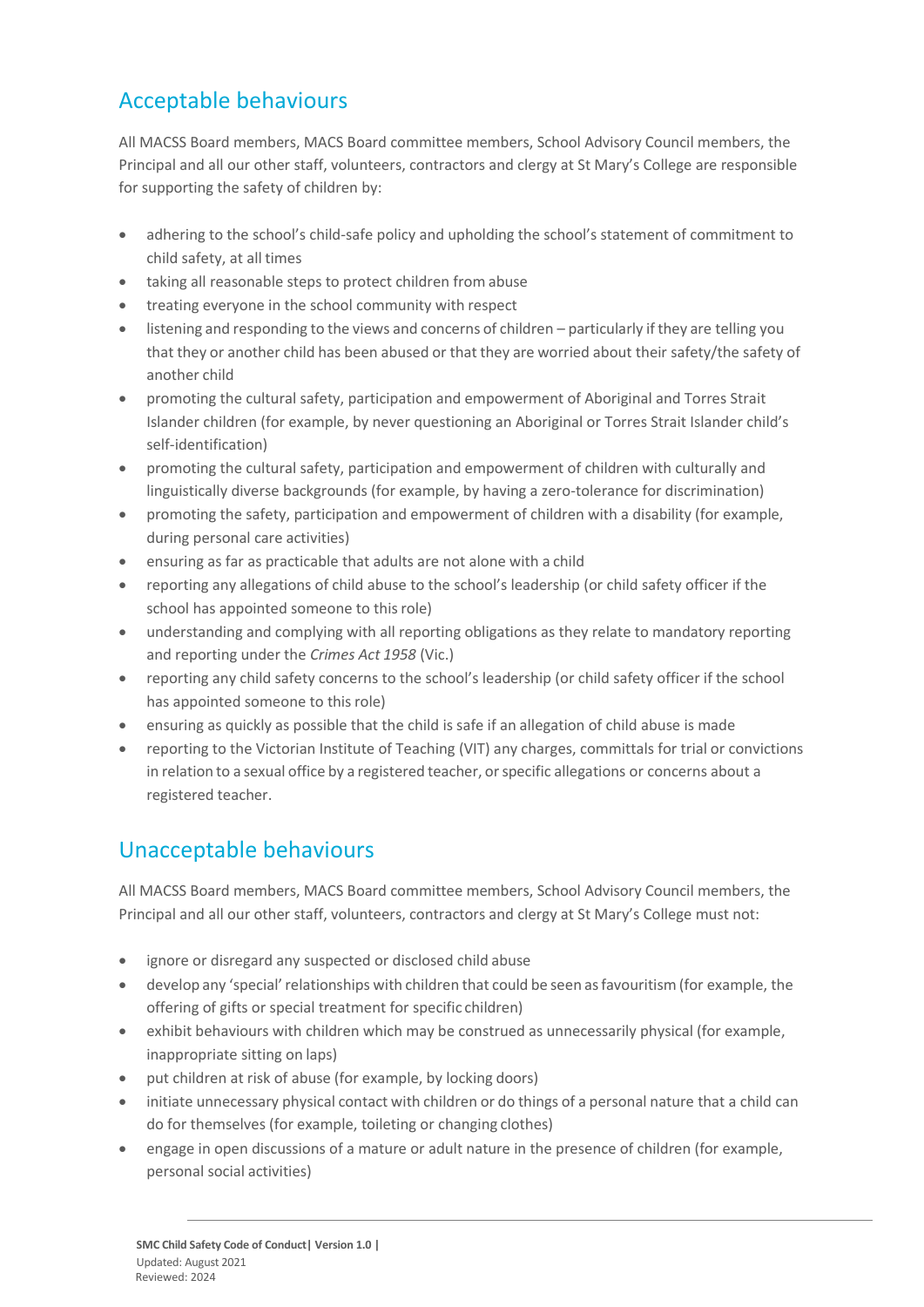## Acceptable behaviours

All MACSS Board members, MACS Board committee members, School Advisory Council members, the Principal and all our other staff, volunteers, contractors and clergy at St Mary's College are responsible for supporting the safety of children by:

- adhering to the school's child-safe policy and upholding the school's statement of commitment to child safety, at all times
- taking all reasonable steps to protect children from abuse
- treating everyone in the school community with respect
- listening and responding to the views and concerns of children – particularly if they are telling you that they or another child has been abused or that they are worried about their safety/the safety of another child
- promoting the cultural safety, participation and empowerment of Aboriginal and Torres Strait Islander children (for example, by never questioning an Aboriginal or Torres Strait Islander child's self-identification)
- promoting the cultural safety, participation and empowerment of children with culturally and linguistically diverse backgrounds (for example, by having a zero-tolerance for discrimination)
- promoting the safety, participation and empowerment of children with a disability (for example, during personal care activities)
- ensuring as far as practicable that adults are not alone with a child
- reporting any allegations of child abuse to the school's leadership (or child safety officer if the school has appointed someone to this role)
- understanding and complying with all reporting obligations as they relate to mandatory reporting and reporting under the *Crimes Act 1958* (Vic.)
- reporting any child safety concerns to the school's leadership (or child safety officer if the school has appointed someone to this role)
- ensuring as quickly as possible that the child is safe if an allegation of child abuse is made
- reporting to the Victorian Institute of Teaching (VIT) any charges, committals for trial or convictions in relation to a sexual office by a registered teacher, or specific allegations or concerns about a registered teacher.

## Unacceptable behaviours

All MACSS Board members, MACS Board committee members, School Advisory Council members, the Principal and all our other staff, volunteers, contractors and clergy at St Mary's College must not:

- ignore or disregard any suspected or disclosed child abuse
- develop any 'special' relationships with children that could be seen as favouritism (for example, the offering of gifts or special treatment for specific children)
- exhibit behaviours with children which may be construed as unnecessarily physical (for example, inappropriate sitting on laps)
- put children at risk of abuse (for example, by locking doors)
- initiate unnecessary physical contact with children or do things of a personal nature that a child can do for themselves (for example, toileting or changing clothes)
- engage in open discussions of a mature or adult nature in the presence of children (for example, personal social activities)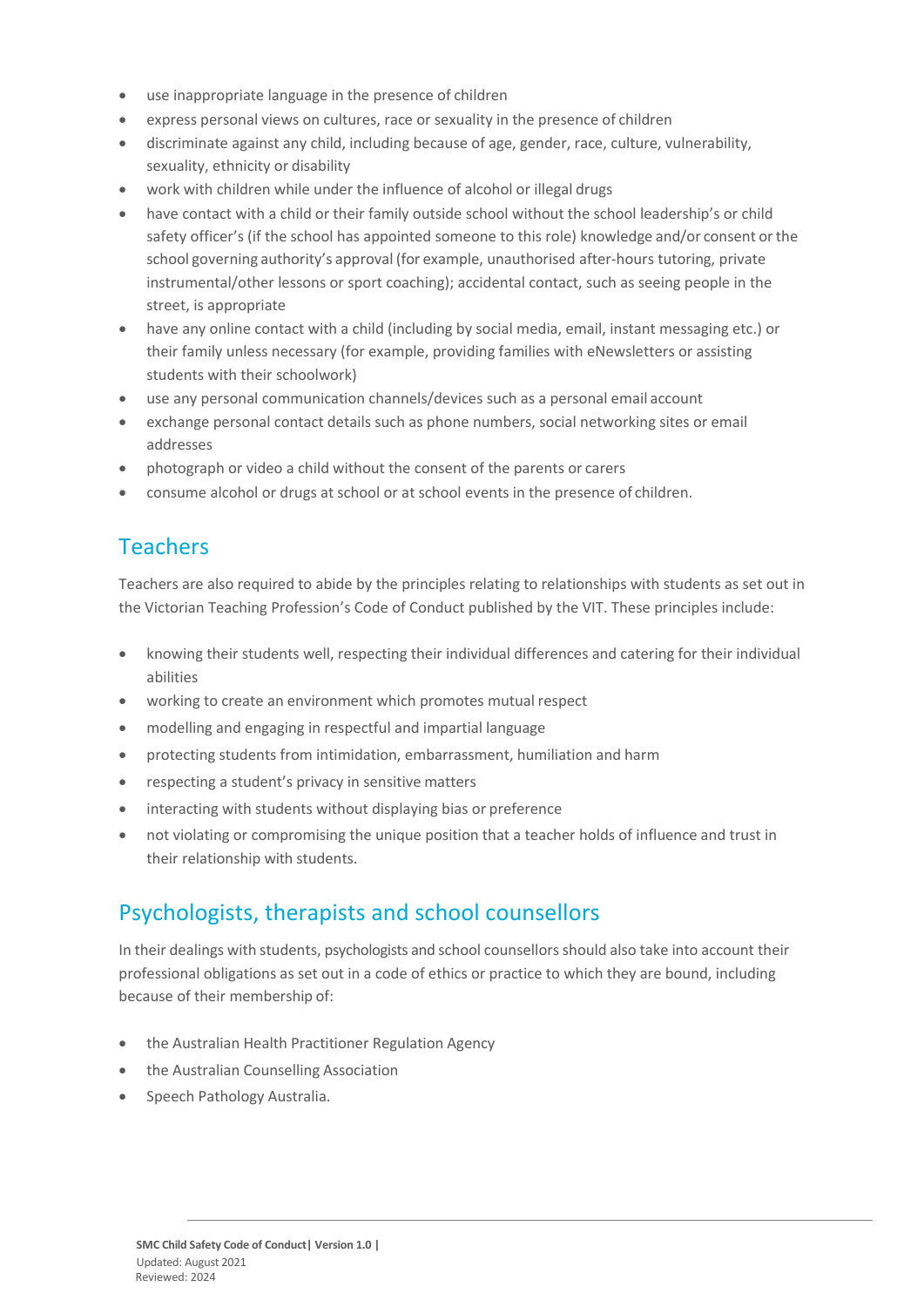- use inappropriate language in the presence of children
- express personal views on cultures, race or sexuality in the presence of children
- discriminate against any child, including because of age, gender, race, culture, vulnerability, sexuality, ethnicity or disability
- work with children while under the influence of alcohol or illegal drugs
- have contact with a child or their family outside school without the school leadership's or child safety officer's (if the school has appointed someone to this role) knowledge and/or consent or the school governing authority's approval (for example, unauthorised after-hours tutoring, private instrumental/other lessons or sport coaching); accidental contact, such as seeing people in the street, is appropriate
- have any online contact with a child (including by social media, email, instant messaging etc.) or their family unless necessary (for example, providing families with eNewsletters or assisting students with their schoolwork)
- use any personal communication channels/devices such as a personal email account
- exchange personal contact details such as phone numbers, social networking sites or email addresses
- photograph or video a child without the consent of the parents or carers
- consume alcohol or drugs at school or at school events in the presence of children.

## Teachers

Teachers are also required to abide by the principles relating to relationships with students as set out in the Victorian Teaching Profession's Code of Conduct published by the VIT. These principles include:

- knowing their students well, respecting their individual differences and catering for their individual abilities
- working to create an environment which promotes mutual respect
- modelling and engaging in respectful and impartial language
- protecting students from intimidation, embarrassment, humiliation and harm
- respecting a student's privacy in sensitive matters
- interacting with students without displaying bias or preference
- not violating or compromising the unique position that a teacher holds of influence and trust in their relationship with students.

## Psychologists, therapists and school counsellors

In their dealings with students, psychologists and school counsellors should also take into account their professional obligations as set out in a code of ethics or practice to which they are bound, including because of their membership of:

- the Australian Health Practitioner Regulation Agency
- the Australian Counselling Association
- Speech Pathology Australia.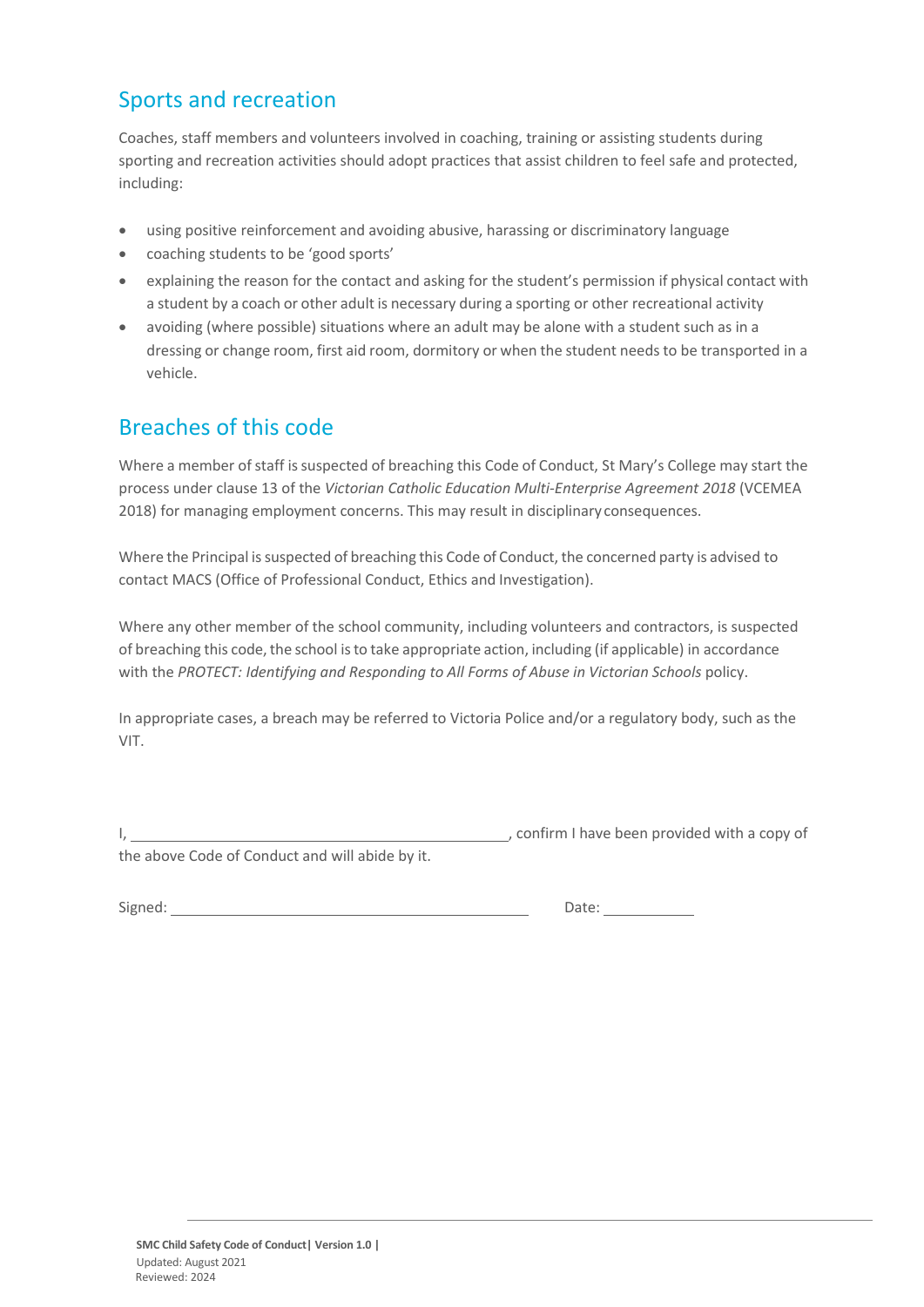## Sports and recreation

Coaches, staff members and volunteers involved in coaching, training or assisting students during sporting and recreation activities should adopt practices that assist children to feel safe and protected, including:

- using positive reinforcement and avoiding abusive, harassing or discriminatory language
- coaching students to be 'good sports'
- explaining the reason for the contact and asking for the student's permission if physical contact with a student by a coach or other adult is necessary during a sporting or other recreational activity
- avoiding (where possible) situations where an adult may be alone with a student such as in a dressing or change room, first aid room, dormitory or when the student needs to be transported in a vehicle.

## Breaches of this code

Where a member of staff is suspected of breaching this Code of Conduct, St Mary's College may start the process under clause 13 of the *Victorian Catholic Education Multi-Enterprise Agreement 2018* (VCEMEA 2018) for managing employment concerns. This may result in disciplinary consequences.

Where the Principal is suspected of breaching this Code of Conduct, the concerned party is advised to contact MACS (Office of Professional Conduct, Ethics and Investigation).

Where any other member of the school community, including volunteers and contractors, is suspected of breaching this code, the school is to take appropriate action, including (if applicable) in accordance with the *PROTECT: Identifying and Responding to All Forms of Abuse in Victorian Schools* policy.

In appropriate cases, a breach may be referred to Victoria Police and/or a regulatory body, such as the VIT.

I, ______________________________________________, confirm I have been provided with a copy of the above Code of Conduct and will abide by it.

Signed: ______________________________________________ Date: ___________

**SMC Child Safety Code of Conduct| Version 1.0 |**
Updated: August 2021
Reviewed: 2024